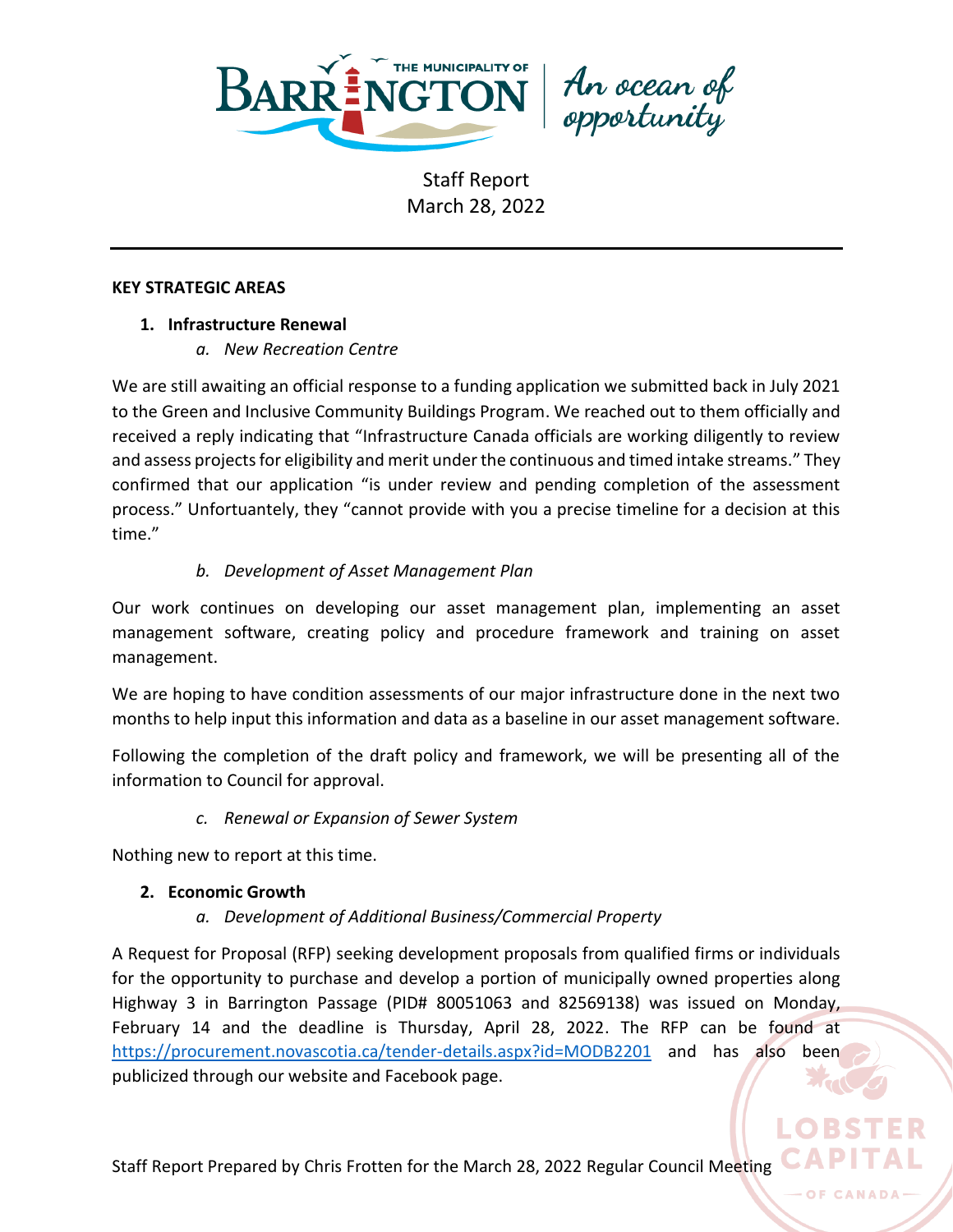Staff Report
March 28, 2022

**KEY STRATEGIC AREAS**

1. **Infrastructure Renewal**
   a. *New Recreation Centre*

We are still awaiting an official response to a funding application we submitted back in July 2021 to the Green and Inclusive Community Buildings Program. We reached out to them officially and received a reply indicating that "Infrastructure Canada officials are working diligently to review and assess projects for eligibility and merit under the continuous and timed intake streams." They confirmed that our application "is under review and pending completion of the assessment process." Unfortuantely, they "cannot provide with you a precise timeline for a decision at this time."

   b. *Development of Asset Management Plan*

Our work continues on developing our asset management plan, implementing an asset management software, creating policy and procedure framework and training on asset management.

We are hoping to have condition assessments of our major infrastructure done in the next two months to help input this information and data as a baseline in our asset management software.

Following the completion of the draft policy and framework, we will be presenting all of the information to Council for approval.

   c. *Renewal or Expansion of Sewer System*

Nothing new to report at this time.

2. **Economic Growth**
   a. *Development of Additional Business/Commercial Property*

A Request for Proposal (RFP) seeking development proposals from qualified firms or individuals for the opportunity to purchase and develop a portion of municipally owned properties along Highway 3 in Barrington Passage (PID# 80051063 and 82569138) was issued on Monday, February 14 and the deadline is Thursday, April 28, 2022. The RFP can be found at https://procurement.novascotia.ca/tender-details.aspx?id=MODB2201 and has also been publicized through our website and Facebook page.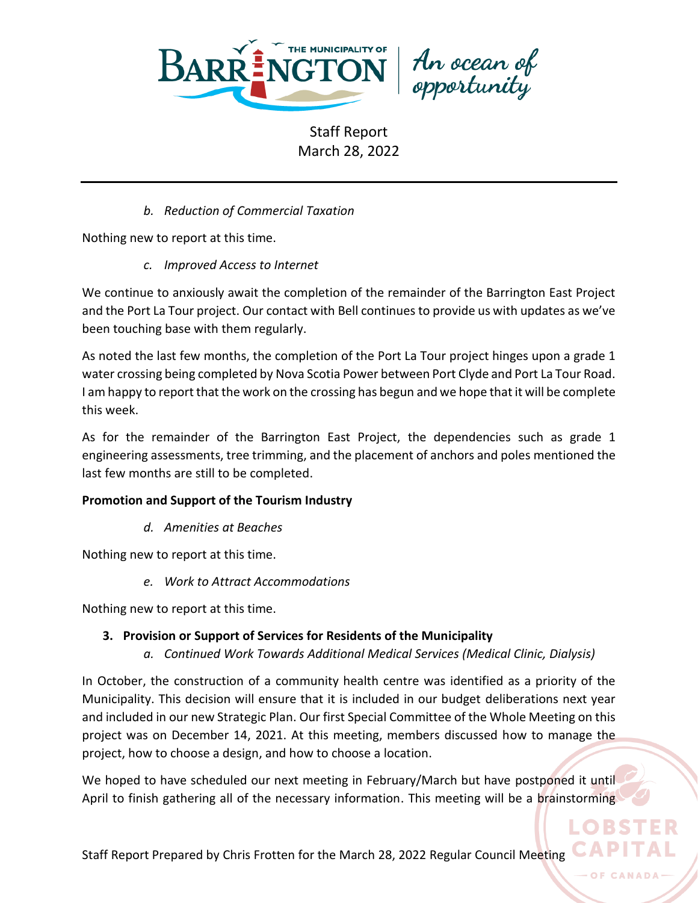*b. Reduction of Commercial Taxation*

Nothing new to report at this time.

*c. Improved Access to Internet*

We continue to anxiously await the completion of the remainder of the Barrington East Project and the Port La Tour project. Our contact with Bell continues to provide us with updates as we've been touching base with them regularly.

As noted the last few months, the completion of the Port La Tour project hinges upon a grade 1 water crossing being completed by Nova Scotia Power between Port Clyde and Port La Tour Road. I am happy to report that the work on the crossing has begun and we hope that it will be complete this week.

As for the remainder of the Barrington East Project, the dependencies such as grade 1 engineering assessments, tree trimming, and the placement of anchors and poles mentioned the last few months are still to be completed.

**Promotion and Support of the Tourism Industry**

*d. Amenities at Beaches*

Nothing new to report at this time.

*e. Work to Attract Accommodations*

Nothing new to report at this time.

**3. Provision or Support of Services for Residents of the Municipality**

*a. Continued Work Towards Additional Medical Services (Medical Clinic, Dialysis)*

In October, the construction of a community health centre was identified as a priority of the Municipality. This decision will ensure that it is included in our budget deliberations next year and included in our new Strategic Plan. Our first Special Committee of the Whole Meeting on this project was on December 14, 2021. At this meeting, members discussed how to manage the project, how to choose a design, and how to choose a location.

We hoped to have scheduled our next meeting in February/March but have postponed it until April to finish gathering all of the necessary information. This meeting will be a brainstorming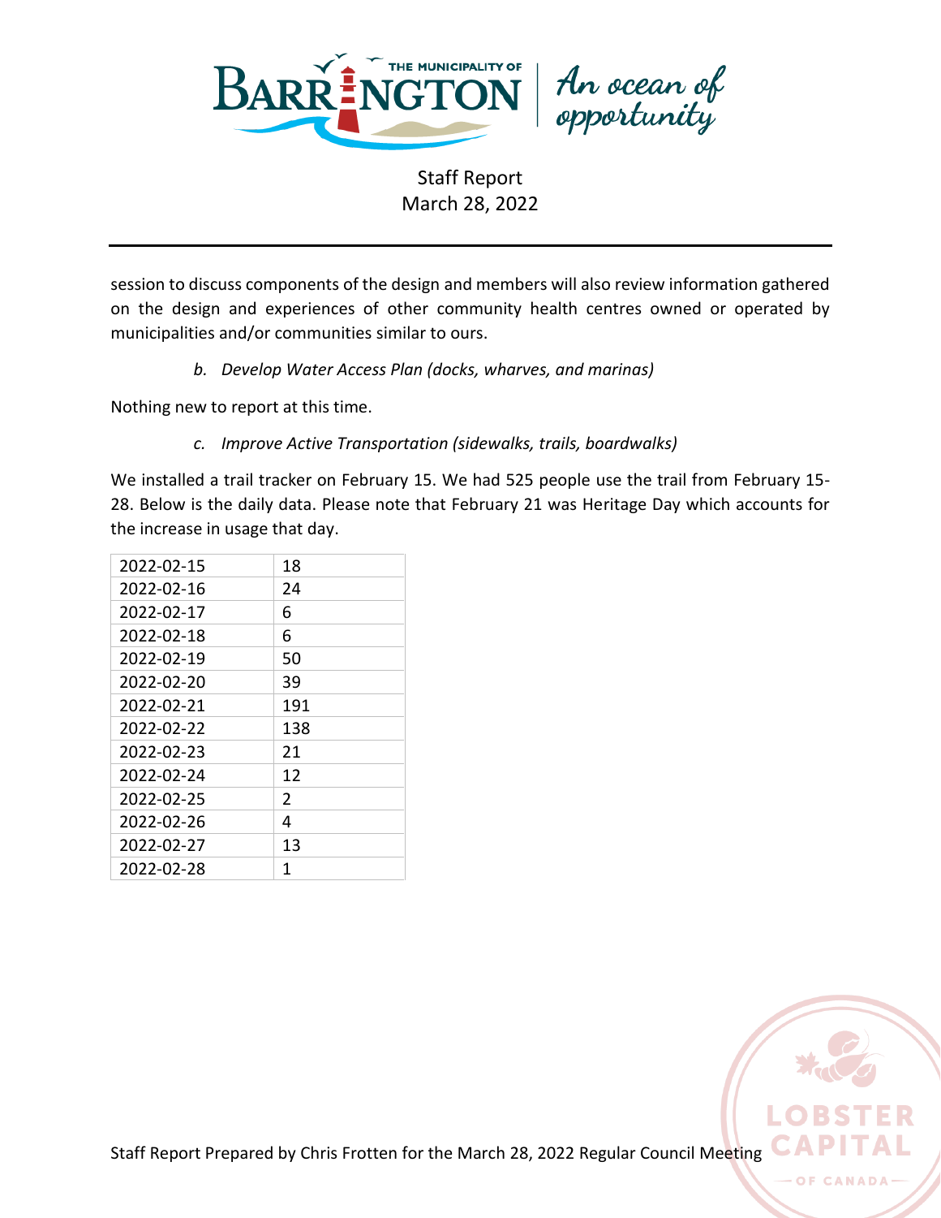session to discuss components of the design and members will also review information gathered on the design and experiences of other community health centres owned or operated by municipalities and/or communities similar to ours.

*b. Develop Water Access Plan (docks, wharves, and marinas)*

Nothing new to report at this time.

*c. Improve Active Transportation (sidewalks, trails, boardwalks)*

We installed a trail tracker on February 15. We had 525 people use the trail from February 15-28. Below is the daily data. Please note that February 21 was Heritage Day which accounts for the increase in usage that day.

| | |
|---|---|
| 2022-02-15 | 18 |
| 2022-02-16 | 24 |
| 2022-02-17 | 6 |
| 2022-02-18 | 6 |
| 2022-02-19 | 50 |
| 2022-02-20 | 39 |
| 2022-02-21 | 191 |
| 2022-02-22 | 138 |
| 2022-02-23 | 21 |
| 2022-02-24 | 12 |
| 2022-02-25 | 2 |
| 2022-02-26 | 4 |
| 2022-02-27 | 13 |
| 2022-02-28 | 1 |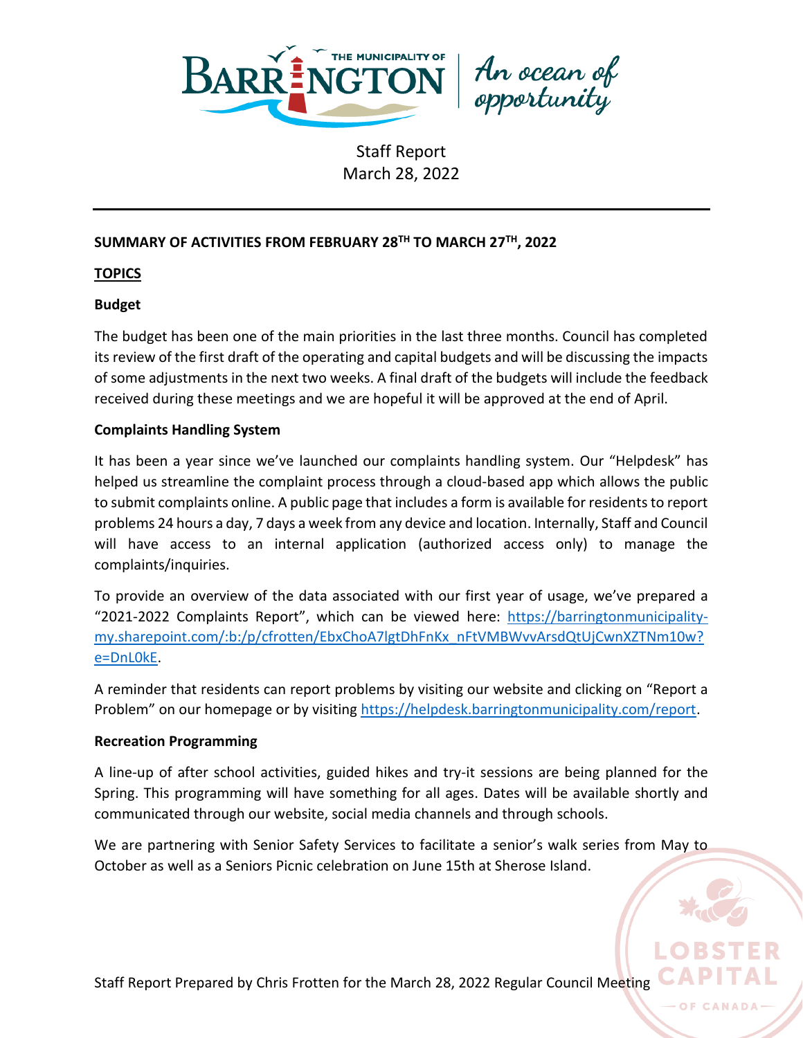Staff Report
March 28, 2022

**SUMMARY OF ACTIVITIES FROM FEBRUARY 28TH TO MARCH 27TH, 2022**

**TOPICS**

**Budget**

The budget has been one of the main priorities in the last three months. Council has completed its review of the first draft of the operating and capital budgets and will be discussing the impacts of some adjustments in the next two weeks. A final draft of the budgets will include the feedback received during these meetings and we are hopeful it will be approved at the end of April.

**Complaints Handling System**

It has been a year since we've launched our complaints handling system. Our "Helpdesk" has helped us streamline the complaint process through a cloud-based app which allows the public to submit complaints online. A public page that includes a form is available for residents to report problems 24 hours a day, 7 days a week from any device and location. Internally, Staff and Council will have access to an internal application (authorized access only) to manage the complaints/inquiries.

To provide an overview of the data associated with our first year of usage, we've prepared a "2021-2022 Complaints Report", which can be viewed here: https://barringtonmunicipality-my.sharepoint.com/:b:/p/cfrotten/EbxChoA7lgtDhFnKx_nFtVMBWvvArsdQtUjCwnXZTNm10w?e=DnL0kE.

A reminder that residents can report problems by visiting our website and clicking on "Report a Problem" on our homepage or by visiting https://helpdesk.barringtonmunicipality.com/report.

**Recreation Programming**

A line-up of after school activities, guided hikes and try-it sessions are being planned for the Spring. This programming will have something for all ages. Dates will be available shortly and communicated through our website, social media channels and through schools.

We are partnering with Senior Safety Services to facilitate a senior's walk series from May to October as well as a Seniors Picnic celebration on June 15th at Sherose Island.

Staff Report Prepared by Chris Frotten for the March 28, 2022 Regular Council Meeting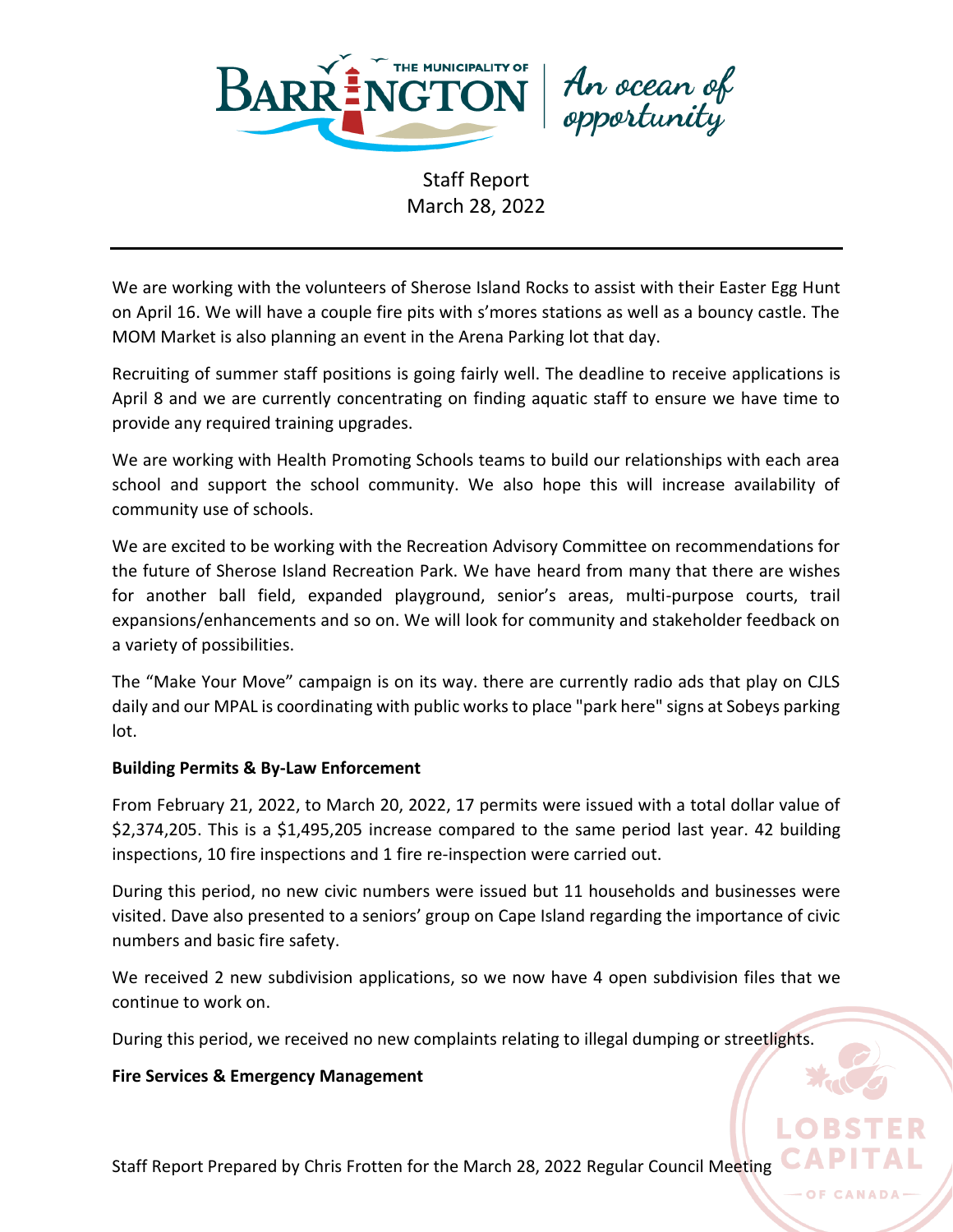Staff Report
March 28, 2022

We are working with the volunteers of Sherose Island Rocks to assist with their Easter Egg Hunt on April 16. We will have a couple fire pits with s'mores stations as well as a bouncy castle. The MOM Market is also planning an event in the Arena Parking lot that day.

Recruiting of summer staff positions is going fairly well. The deadline to receive applications is April 8 and we are currently concentrating on finding aquatic staff to ensure we have time to provide any required training upgrades.

We are working with Health Promoting Schools teams to build our relationships with each area school and support the school community. We also hope this will increase availability of community use of schools.

We are excited to be working with the Recreation Advisory Committee on recommendations for the future of Sherose Island Recreation Park. We have heard from many that there are wishes for another ball field, expanded playground, senior's areas, multi-purpose courts, trail expansions/enhancements and so on. We will look for community and stakeholder feedback on a variety of possibilities.

The "Make Your Move" campaign is on its way. there are currently radio ads that play on CJLS daily and our MPAL is coordinating with public works to place "park here" signs at Sobeys parking lot.

**Building Permits & By-Law Enforcement**

From February 21, 2022, to March 20, 2022, 17 permits were issued with a total dollar value of $2,374,205. This is a $1,495,205 increase compared to the same period last year. 42 building inspections, 10 fire inspections and 1 fire re-inspection were carried out.

During this period, no new civic numbers were issued but 11 households and businesses were visited. Dave also presented to a seniors' group on Cape Island regarding the importance of civic numbers and basic fire safety.

We received 2 new subdivision applications, so we now have 4 open subdivision files that we continue to work on.

During this period, we received no new complaints relating to illegal dumping or streetlights.

**Fire Services & Emergency Management**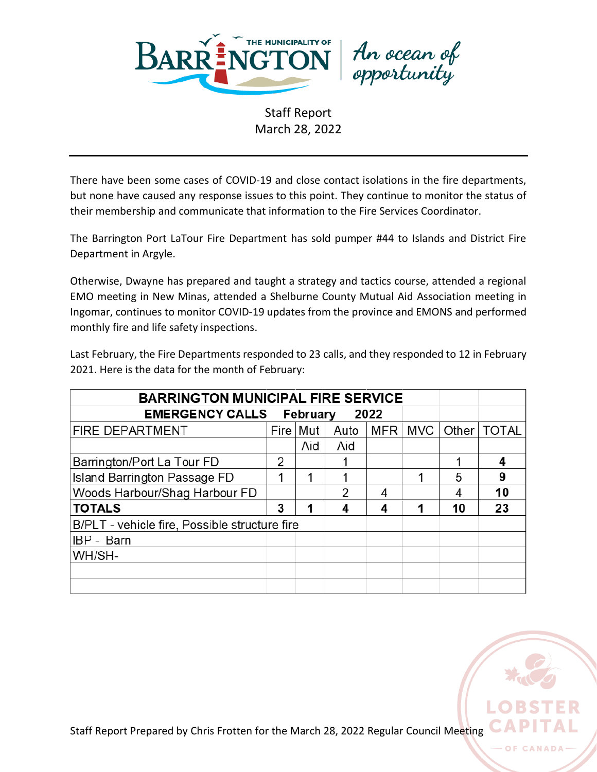Staff Report
March 28, 2022

There have been some cases of COVID-19 and close contact isolations in the fire departments, but none have caused any response issues to this point. They continue to monitor the status of their membership and communicate that information to the Fire Services Coordinator.

The Barrington Port LaTour Fire Department has sold pumper #44 to Islands and District Fire Department in Argyle.

Otherwise, Dwayne has prepared and taught a strategy and tactics course, attended a regional EMO meeting in New Minas, attended a Shelburne County Mutual Aid Association meeting in Ingomar, continues to monitor COVID-19 updates from the province and EMONS and performed monthly fire and life safety inspections.

Last February, the Fire Departments responded to 23 calls, and they responded to 12 in February 2021. Here is the data for the month of February:

| **BARRINGTON MUNICIPAL FIRE SERVICE** | | | | | | | |
|---|---|---|---|---|---|---|---|
| **EMERGENCY CALLS February 2022** | | | | | | | |
| FIRE DEPARTMENT | Fire | Mut Aid | Auto Aid | MFR | MVC | Other | TOTAL |
| Barrington/Port La Tour FD | 2 | | 1 | | | 1 | **4** |
| Island Barrington Passage FD | 1 | 1 | 1 | | 1 | 5 | **9** |
| Woods Harbour/Shag Harbour FD | | | 2 | 4 | | 4 | **10** |
| **TOTALS** | **3** | **1** | **4** | **4** | **1** | **10** | **23** |
| B/PLT - vehicle fire, Possible structure fire | | | | | | | |
| IBP - Barn | | | | | | | |
| WH/SH- | | | | | | | |

Staff Report Prepared by Chris Frotten for the March 28, 2022 Regular Council Meeting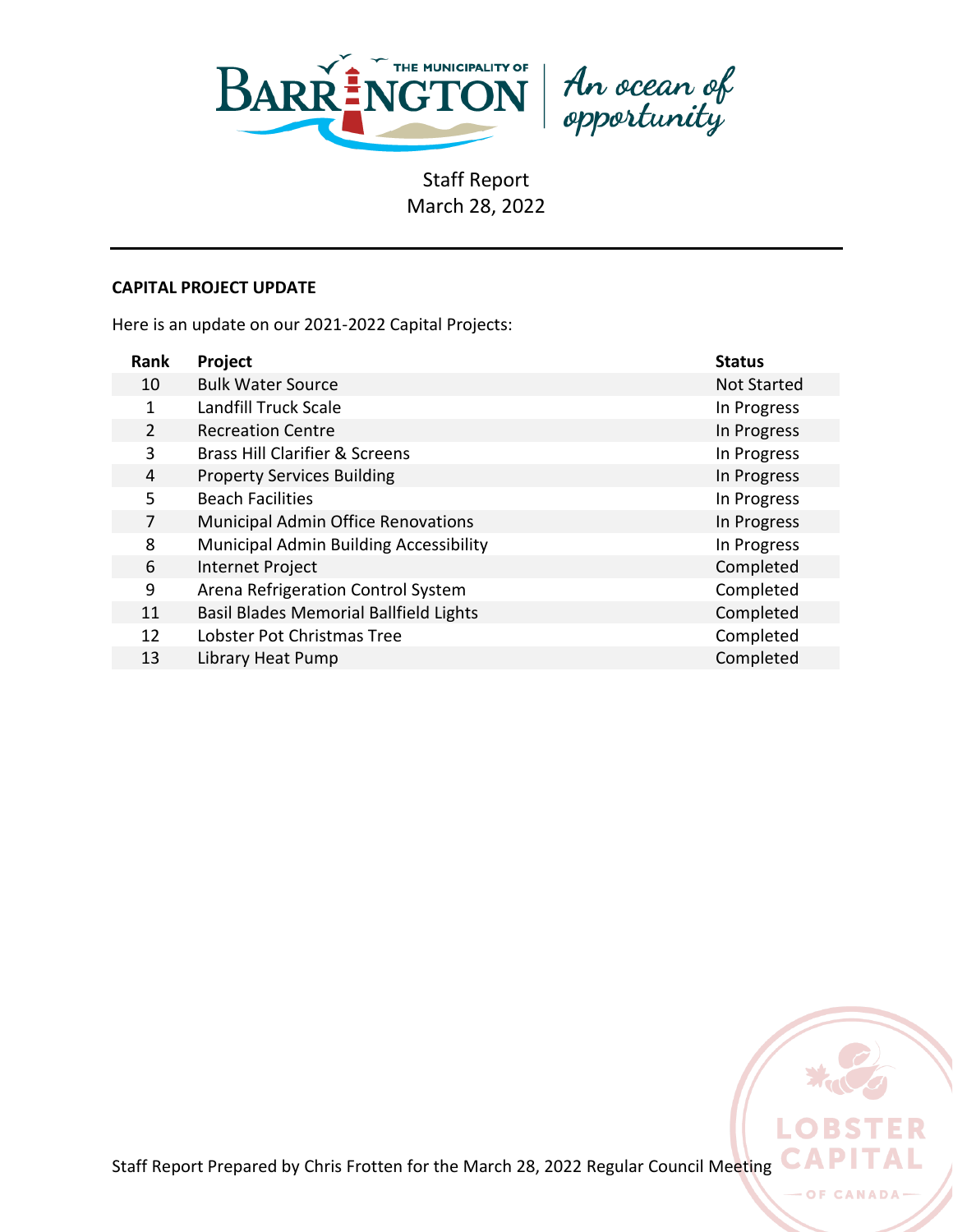Staff Report
March 28, 2022

## CAPITAL PROJECT UPDATE

Here is an update on our 2021-2022 Capital Projects:

| Rank | Project | Status |
|---|---|---|
| 10 | Bulk Water Source | Not Started |
| 1 | Landfill Truck Scale | In Progress |
| 2 | Recreation Centre | In Progress |
| 3 | Brass Hill Clarifier & Screens | In Progress |
| 4 | Property Services Building | In Progress |
| 5 | Beach Facilities | In Progress |
| 7 | Municipal Admin Office Renovations | In Progress |
| 8 | Municipal Admin Building Accessibility | In Progress |
| 6 | Internet Project | Completed |
| 9 | Arena Refrigeration Control System | Completed |
| 11 | Basil Blades Memorial Ballfield Lights | Completed |
| 12 | Lobster Pot Christmas Tree | Completed |
| 13 | Library Heat Pump | Completed |

Staff Report Prepared by Chris Frotten for the March 28, 2022 Regular Council Meeting